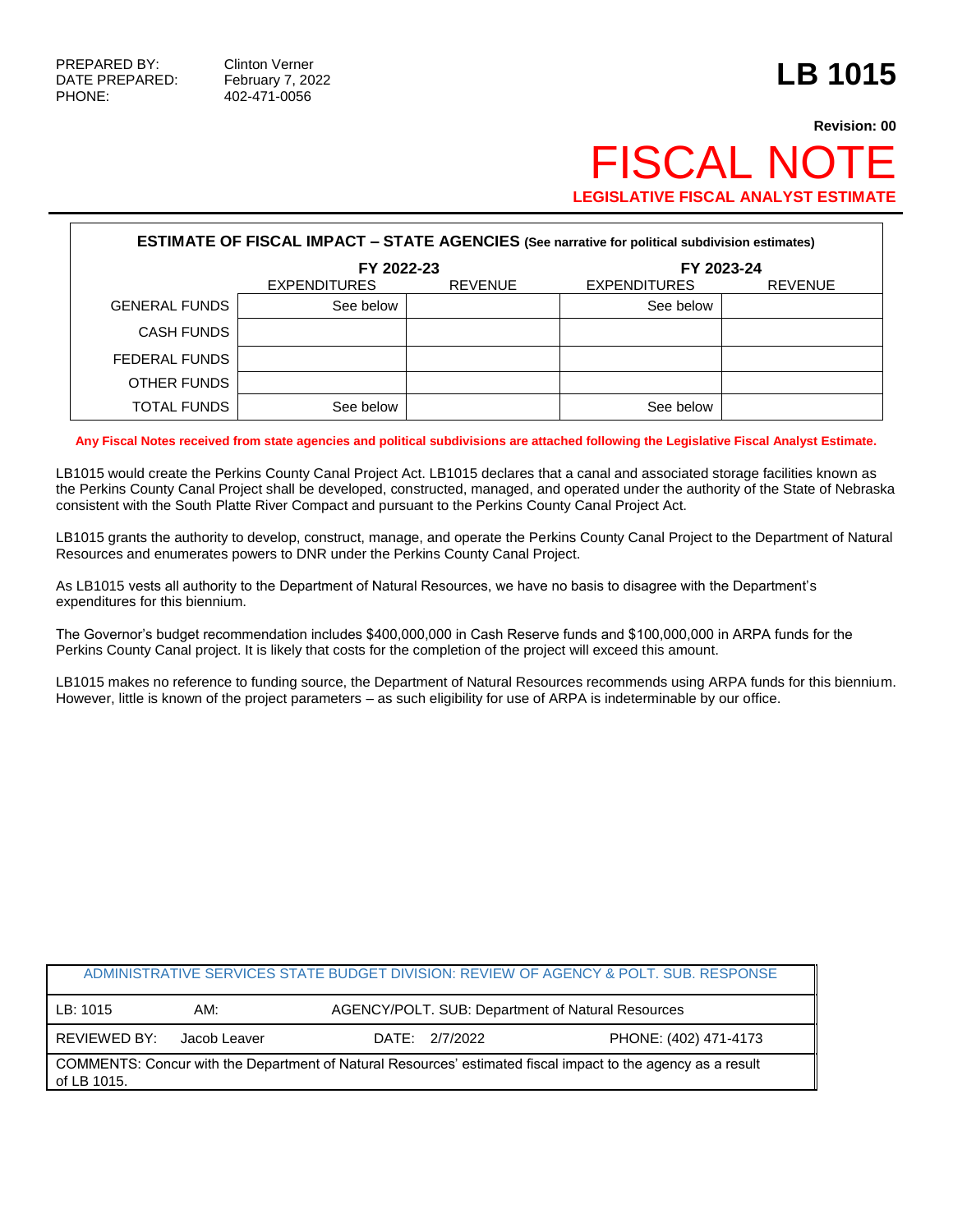PREPARED BY: Clinton Verner
DATE PREPARED: February 7, 2022
PHONE: 402-471-0056

# LB 1015

**Revision: 00**

# FISCAL NOTE

**LEGISLATIVE FISCAL ANALYST ESTIMATE**

**ESTIMATE OF FISCAL IMPACT – STATE AGENCIES (See narrative for political subdivision estimates)**

| | FY 2022-23 | | FY 2023-24 | |
|---|---|---|---|---|
| | EXPENDITURES | REVENUE | EXPENDITURES | REVENUE |
| GENERAL FUNDS | See below | | See below | |
| CASH FUNDS | | | | |
| FEDERAL FUNDS | | | | |
| OTHER FUNDS | | | | |
| TOTAL FUNDS | See below | | See below | |

**Any Fiscal Notes received from state agencies and political subdivisions are attached following the Legislative Fiscal Analyst Estimate.**

LB1015 would create the Perkins County Canal Project Act. LB1015 declares that a canal and associated storage facilities known as the Perkins County Canal Project shall be developed, constructed, managed, and operated under the authority of the State of Nebraska consistent with the South Platte River Compact and pursuant to the Perkins County Canal Project Act.

LB1015 grants the authority to develop, construct, manage, and operate the Perkins County Canal Project to the Department of Natural Resources and enumerates powers to DNR under the Perkins County Canal Project.

As LB1015 vests all authority to the Department of Natural Resources, we have no basis to disagree with the Department's expenditures for this biennium.

The Governor's budget recommendation includes $400,000,000 in Cash Reserve funds and $100,000,000 in ARPA funds for the Perkins County Canal project. It is likely that costs for the completion of the project will exceed this amount.

LB1015 makes no reference to funding source, the Department of Natural Resources recommends using ARPA funds for this biennium. However, little is known of the project parameters – as such eligibility for use of ARPA is indeterminable by our office.

| ADMINISTRATIVE SERVICES STATE BUDGET DIVISION: REVIEW OF AGENCY & POLT. SUB. RESPONSE | | | |
|---|---|---|---|
| LB: 1015 | AM: | AGENCY/POLT. SUB: Department of Natural Resources | |
| REVIEWED BY: Jacob Leaver | | DATE: 2/7/2022 | PHONE: (402) 471-4173 |
| COMMENTS: Concur with the Department of Natural Resources' estimated fiscal impact to the agency as a result of LB 1015. | | | |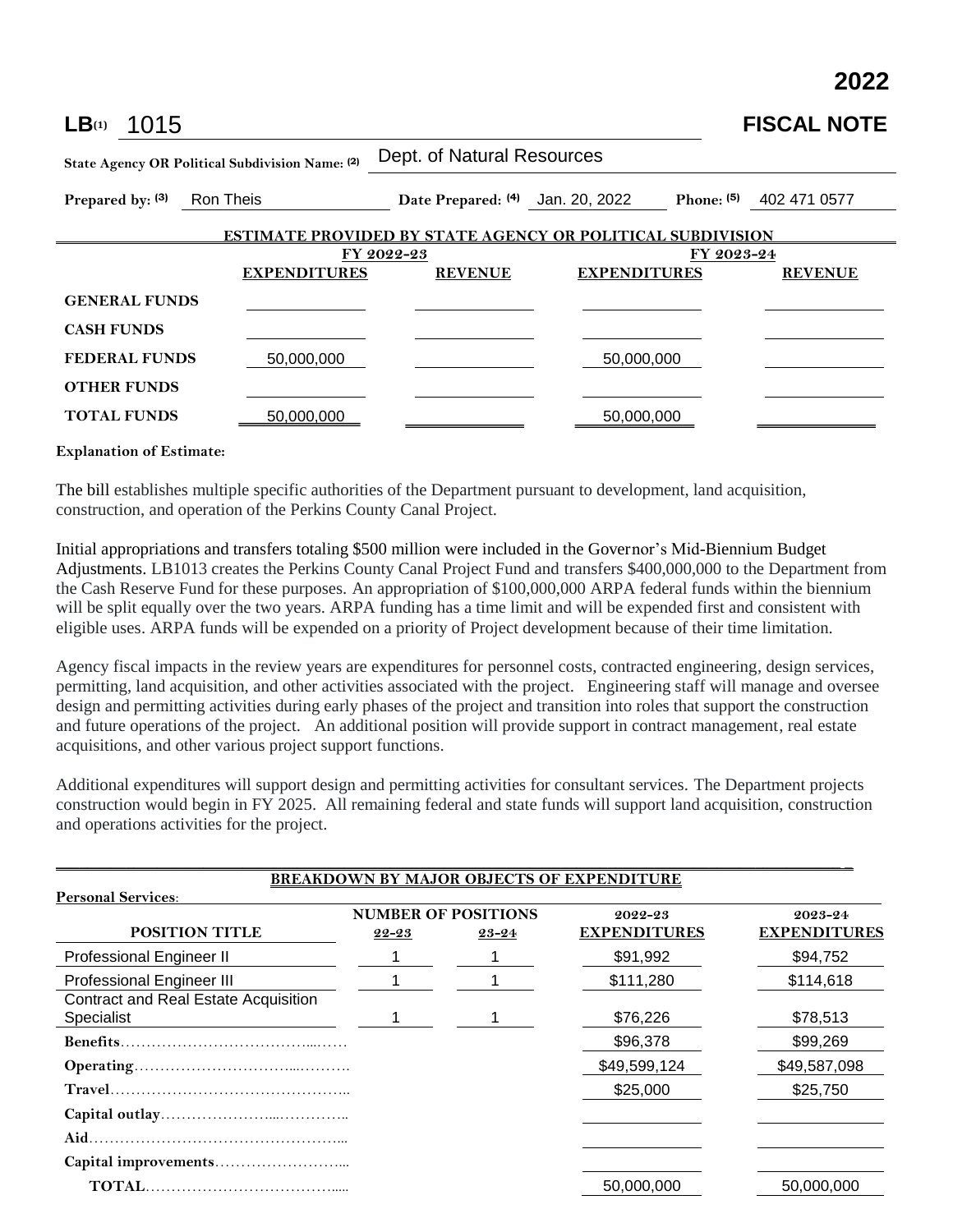**2022**

# LB(1) 1015 — FISCAL NOTE

**State Agency OR Political Subdivision Name: (2)** Dept. of Natural Resources

**Prepared by: (3)** Ron Theis **Date Prepared: (4)** Jan. 20, 2022 **Phone: (5)** 402 471 0577

## ESTIMATE PROVIDED BY STATE AGENCY OR POLITICAL SUBDIVISION

| | FY 2022-23 | | FY 2023-24 | |
|---|---|---|---|---|
| | **EXPENDITURES** | **REVENUE** | **EXPENDITURES** | **REVENUE** |
| **GENERAL FUNDS** | | | | |
| **CASH FUNDS** | | | | |
| **FEDERAL FUNDS** | 50,000,000 | | 50,000,000 | |
| **OTHER FUNDS** | | | | |
| **TOTAL FUNDS** | 50,000,000 | | 50,000,000 | |

**Explanation of Estimate:**

The bill establishes multiple specific authorities of the Department pursuant to development, land acquisition, construction, and operation of the Perkins County Canal Project.

Initial appropriations and transfers totaling $500 million were included in the Governor's Mid-Biennium Budget Adjustments. LB1013 creates the Perkins County Canal Project Fund and transfers $400,000,000 to the Department from the Cash Reserve Fund for these purposes. An appropriation of $100,000,000 ARPA federal funds within the biennium will be split equally over the two years. ARPA funding has a time limit and will be expended first and consistent with eligible uses. ARPA funds will be expended on a priority of Project development because of their time limitation.

Agency fiscal impacts in the review years are expenditures for personnel costs, contracted engineering, design services, permitting, land acquisition, and other activities associated with the project. Engineering staff will manage and oversee design and permitting activities during early phases of the project and transition into roles that support the construction and future operations of the project. An additional position will provide support in contract management, real estate acquisitions, and other various project support functions.

Additional expenditures will support design and permitting activities for consultant services. The Department projects construction would begin in FY 2025. All remaining federal and state funds will support land acquisition, construction and operations activities for the project.

## BREAKDOWN BY MAJOR OBJECTS OF EXPENDITURE

**Personal Services:**

| POSITION TITLE | NUMBER OF POSITIONS 22-23 | 23-24 | 2022-23 EXPENDITURES | 2023-24 EXPENDITURES |
|---|---|---|---|---|
| Professional Engineer II | 1 | 1 | $91,992 | $94,752 |
| Professional Engineer III | 1 | 1 | $111,280 | $114,618 |
| Contract and Real Estate Acquisition Specialist | 1 | 1 | $76,226 | $78,513 |
| **Benefits** | | | $96,378 | $99,269 |
| **Operating** | | | $49,599,124 | $49,587,098 |
| **Travel** | | | $25,000 | $25,750 |
| **Capital outlay** | | | | |
| **Aid** | | | | |
| **Capital improvements** | | | | |
| **TOTAL** | | | 50,000,000 | 50,000,000 |